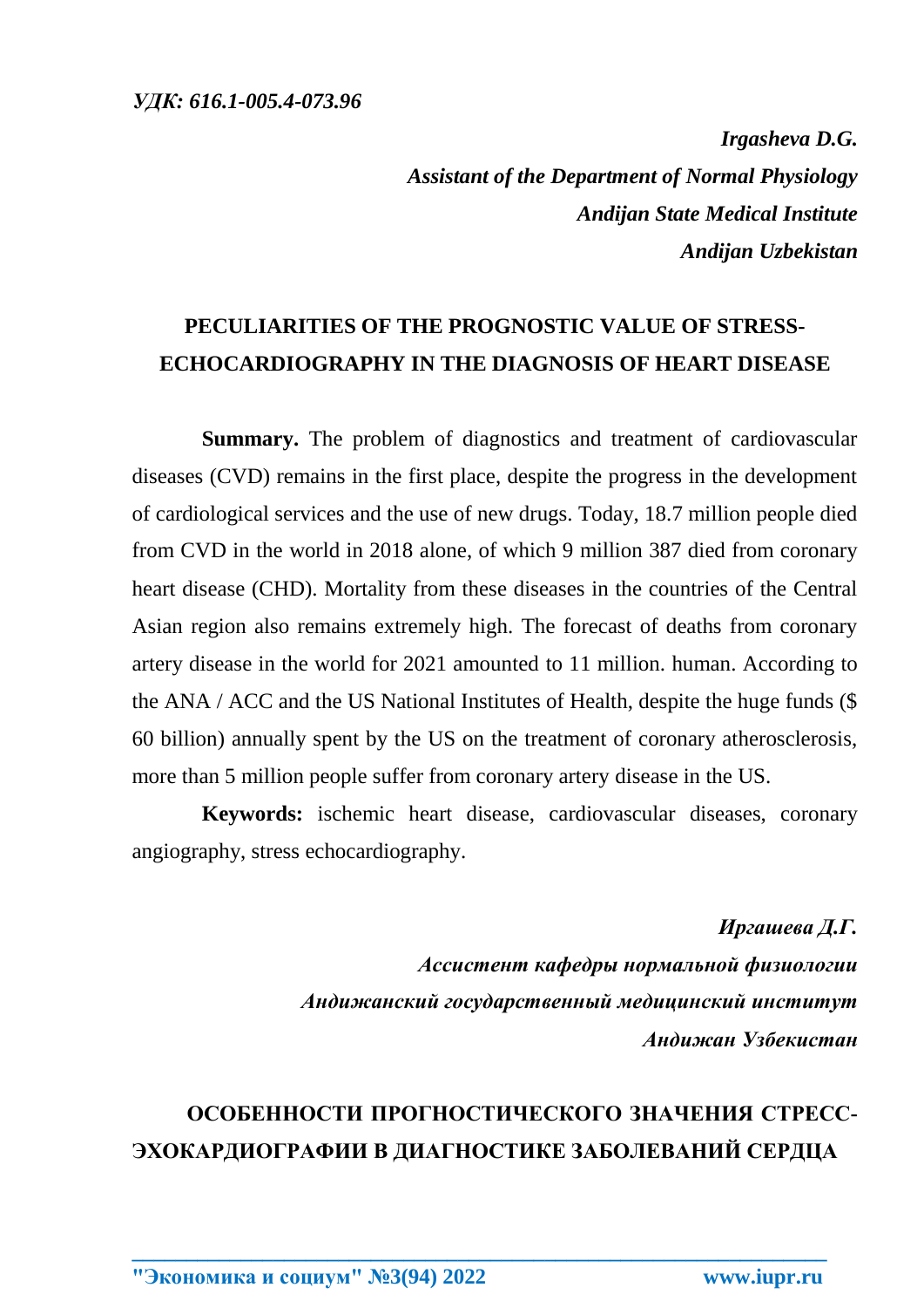*УДК: 616.1-005.4-073.96*

***Irgasheva D.G.***
***Assistant of the Department of Normal Physiology***
***Andijan State Medical Institute***
***Andijan Uzbekistan***

## PECULIARITIES OF THE PROGNOSTIC VALUE OF STRESS-ECHOCARDIOGRAPHY IN THE DIAGNOSIS OF HEART DISEASE

**Summary.** The problem of diagnostics and treatment of cardiovascular diseases (CVD) remains in the first place, despite the progress in the development of cardiological services and the use of new drugs. Today, 18.7 million people died from CVD in the world in 2018 alone, of which 9 million 387 died from coronary heart disease (CHD). Mortality from these diseases in the countries of the Central Asian region also remains extremely high. The forecast of deaths from coronary artery disease in the world for 2021 amounted to 11 million. human. According to the ANA / ACC and the US National Institutes of Health, despite the huge funds ($ 60 billion) annually spent by the US on the treatment of coronary atherosclerosis, more than 5 million people suffer from coronary artery disease in the US.

**Keywords:** ischemic heart disease, cardiovascular diseases, coronary angiography, stress echocardiography.

***Иргашева Д.Г.***
***Ассистент кафедры нормальной физиологии***
***Андижанский государственный медицинский институт***
***Андижан Узбекистан***

## ОСОБЕННОСТИ ПРОГНОСТИЧЕСКОГО ЗНАЧЕНИЯ СТРЕСС-ЭХОКАРДИОГРАФИИ В ДИАГНОСТИКЕ ЗАБОЛЕВАНИЙ СЕРДЦА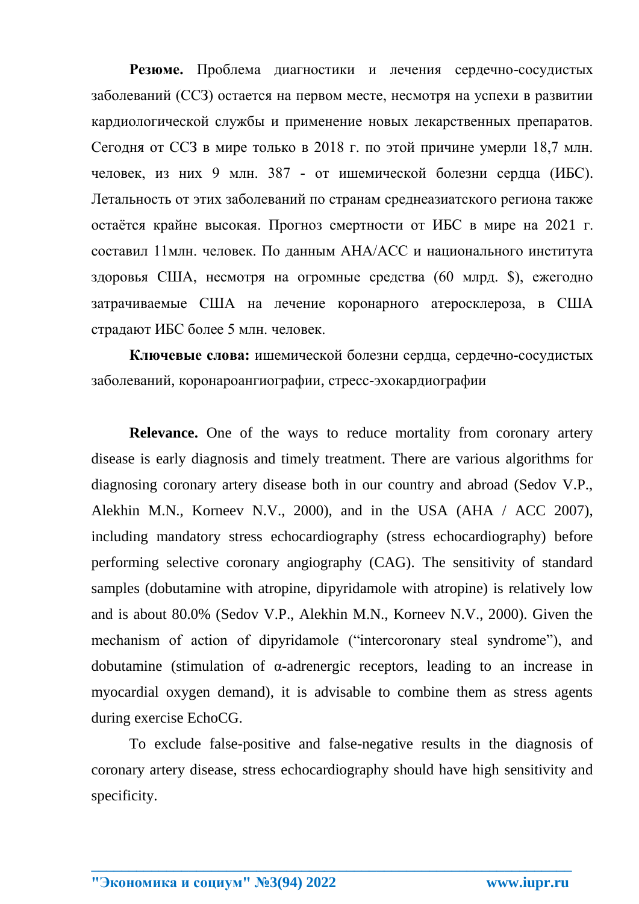**Резюме.** Проблема диагностики и лечения сердечно-сосудистых заболеваний (ССЗ) остается на первом месте, несмотря на успехи в развитии кардиологической службы и применение новых лекарственных препаратов. Сегодня от ССЗ в мире только в 2018 г. по этой причине умерли 18,7 млн. человек, из них 9 млн. 387 - от ишемической болезни сердца (ИБС). Летальность от этих заболеваний по странам среднеазиатского региона также остаётся крайне высокая. Прогноз смертности от ИБС в мире на 2021 г. составил 11млн. человек. По данным AHA/ACC и национального института здоровья США, несмотря на огромные средства (60 млрд. $), ежегодно затрачиваемые США на лечение коронарного атеросклероза, в США страдают ИБС более 5 млн. человек.

**Ключевые слова:** ишемической болезни сердца, сердечно-сосудистых заболеваний, коронароангиографии, стресс-эхокардиографии

**Relevance.** One of the ways to reduce mortality from coronary artery disease is early diagnosis and timely treatment. There are various algorithms for diagnosing coronary artery disease both in our country and abroad (Sedov V.P., Alekhin M.N., Korneev N.V., 2000), and in the USA (AHA / ACC 2007), including mandatory stress echocardiography (stress echocardiography) before performing selective coronary angiography (CAG). The sensitivity of standard samples (dobutamine with atropine, dipyridamole with atropine) is relatively low and is about 80.0% (Sedov V.P., Alekhin M.N., Korneev N.V., 2000). Given the mechanism of action of dipyridamole ("intercoronary steal syndrome"), and dobutamine (stimulation of α-adrenergic receptors, leading to an increase in myocardial oxygen demand), it is advisable to combine them as stress agents during exercise EchoCG.

To exclude false-positive and false-negative results in the diagnosis of coronary artery disease, stress echocardiography should have high sensitivity and specificity.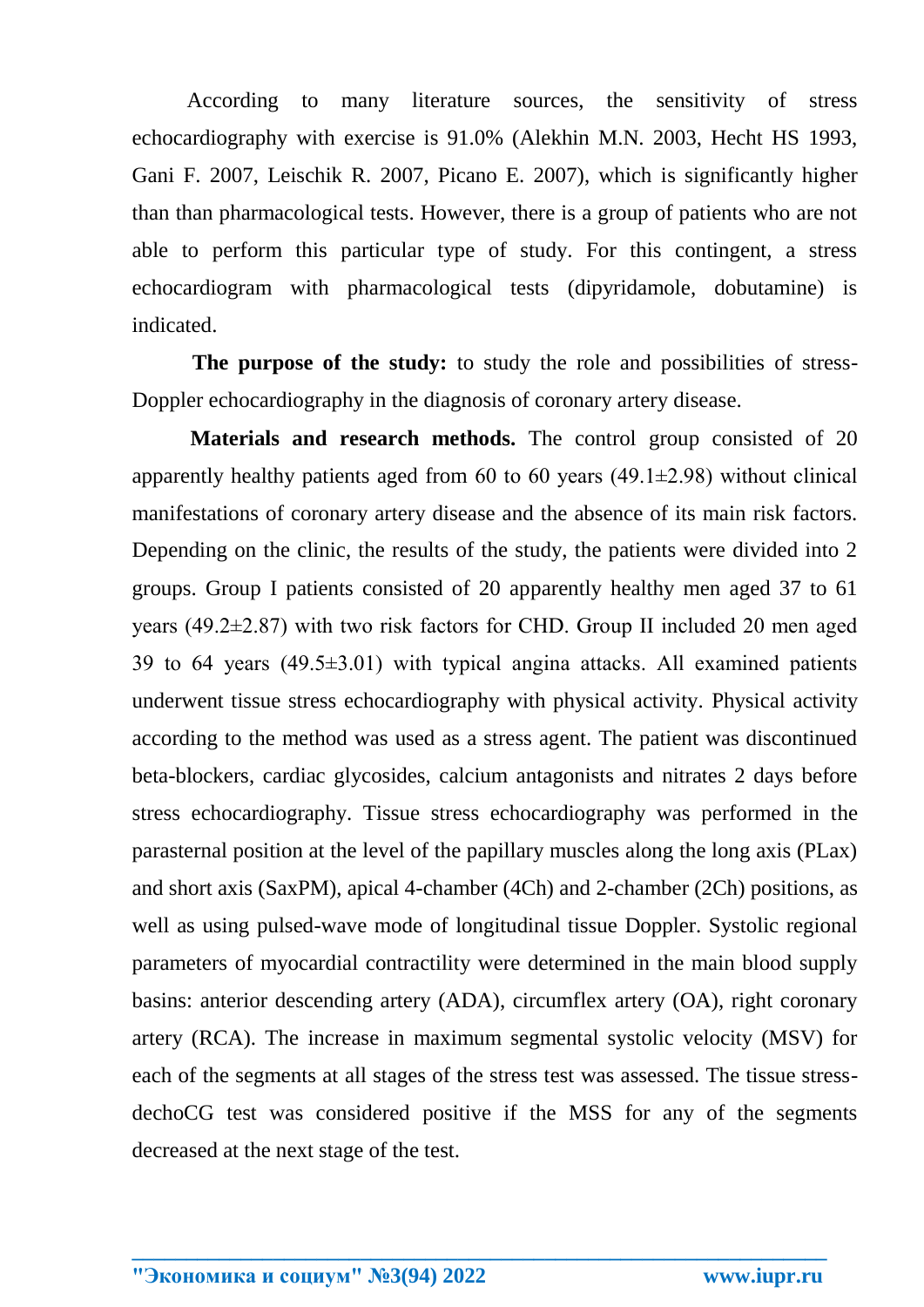According to many literature sources, the sensitivity of stress echocardiography with exercise is 91.0% (Alekhin M.N. 2003, Hecht HS 1993, Gani F. 2007, Leischik R. 2007, Picano E. 2007), which is significantly higher than than pharmacological tests. However, there is a group of patients who are not able to perform this particular type of study. For this contingent, a stress echocardiogram with pharmacological tests (dipyridamole, dobutamine) is indicated.

**The purpose of the study:** to study the role and possibilities of stress-Doppler echocardiography in the diagnosis of coronary artery disease.

**Materials and research methods.** The control group consisted of 20 apparently healthy patients aged from 60 to 60 years (49.1±2.98) without clinical manifestations of coronary artery disease and the absence of its main risk factors. Depending on the clinic, the results of the study, the patients were divided into 2 groups. Group I patients consisted of 20 apparently healthy men aged 37 to 61 years (49.2±2.87) with two risk factors for CHD. Group II included 20 men aged 39 to 64 years (49.5±3.01) with typical angina attacks. All examined patients underwent tissue stress echocardiography with physical activity. Physical activity according to the method was used as a stress agent. The patient was discontinued beta-blockers, cardiac glycosides, calcium antagonists and nitrates 2 days before stress echocardiography. Tissue stress echocardiography was performed in the parasternal position at the level of the papillary muscles along the long axis (PLax) and short axis (SaxPM), apical 4-chamber (4Ch) and 2-chamber (2Ch) positions, as well as using pulsed-wave mode of longitudinal tissue Doppler. Systolic regional parameters of myocardial contractility were determined in the main blood supply basins: anterior descending artery (ADA), circumflex artery (OA), right coronary artery (RCA). The increase in maximum segmental systolic velocity (MSV) for each of the segments at all stages of the stress test was assessed. The tissue stress-dechoCG test was considered positive if the MSS for any of the segments decreased at the next stage of the test.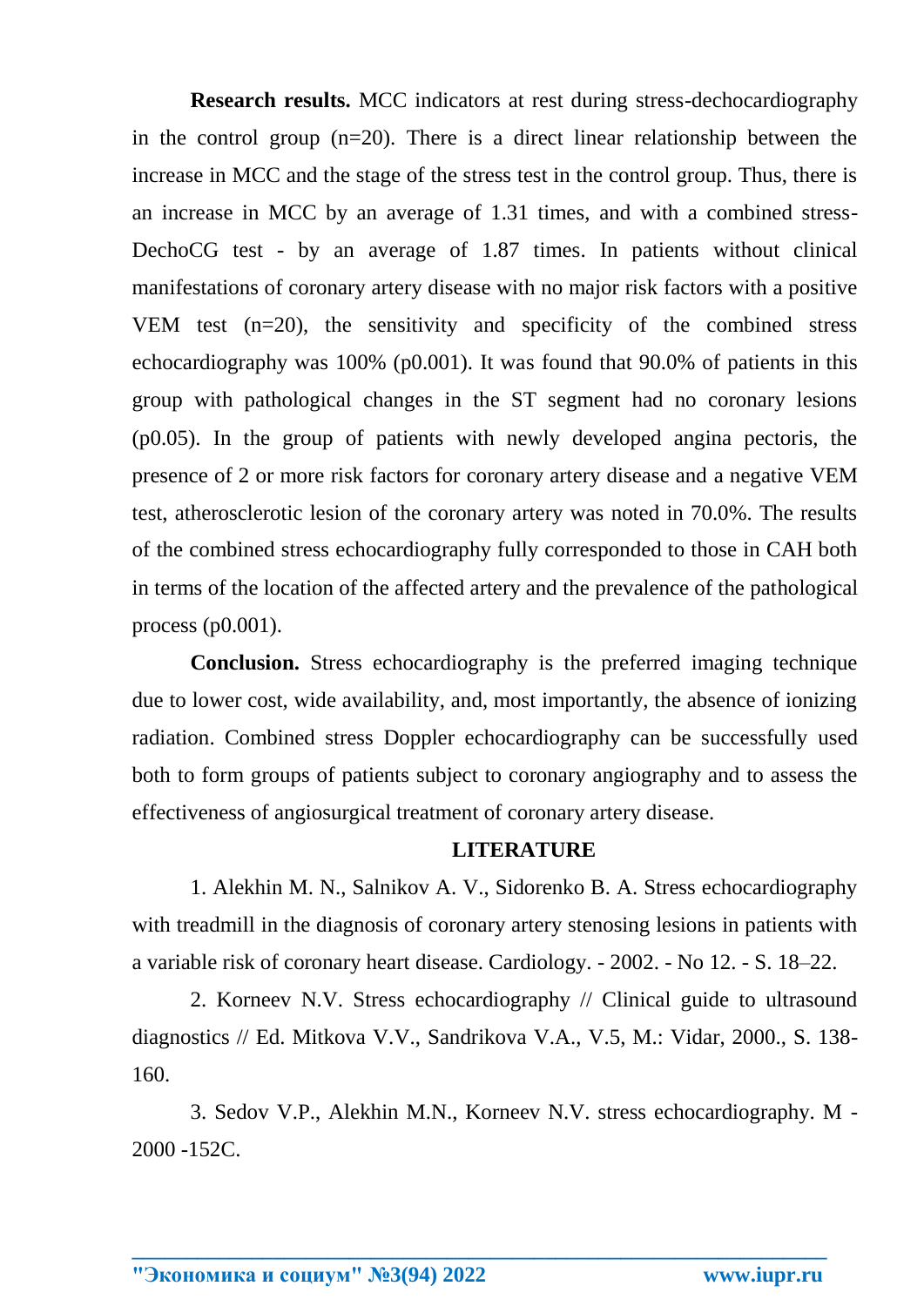**Research results.** MCC indicators at rest during stress-dechocardiography in the control group (n=20). There is a direct linear relationship between the increase in MCC and the stage of the stress test in the control group. Thus, there is an increase in MCC by an average of 1.31 times, and with a combined stress-DechoCG test - by an average of 1.87 times. In patients without clinical manifestations of coronary artery disease with no major risk factors with a positive VEM test (n=20), the sensitivity and specificity of the combined stress echocardiography was 100% (p0.001). It was found that 90.0% of patients in this group with pathological changes in the ST segment had no coronary lesions (p0.05). In the group of patients with newly developed angina pectoris, the presence of 2 or more risk factors for coronary artery disease and a negative VEM test, atherosclerotic lesion of the coronary artery was noted in 70.0%. The results of the combined stress echocardiography fully corresponded to those in CAH both in terms of the location of the affected artery and the prevalence of the pathological process (p0.001).

**Conclusion.** Stress echocardiography is the preferred imaging technique due to lower cost, wide availability, and, most importantly, the absence of ionizing radiation. Combined stress Doppler echocardiography can be successfully used both to form groups of patients subject to coronary angiography and to assess the effectiveness of angiosurgical treatment of coronary artery disease.

## LITERATURE

1. Alekhin M. N., Salnikov A. V., Sidorenko B. A. Stress echocardiography with treadmill in the diagnosis of coronary artery stenosing lesions in patients with a variable risk of coronary heart disease. Cardiology. - 2002. - No 12. - S. 18–22.

2. Korneev N.V. Stress echocardiography // Clinical guide to ultrasound diagnostics // Ed. Mitkova V.V., Sandrikova V.A., V.5, M.: Vidar, 2000., S. 138-160.

3. Sedov V.P., Alekhin M.N., Korneev N.V. stress echocardiography. M - 2000 -152C.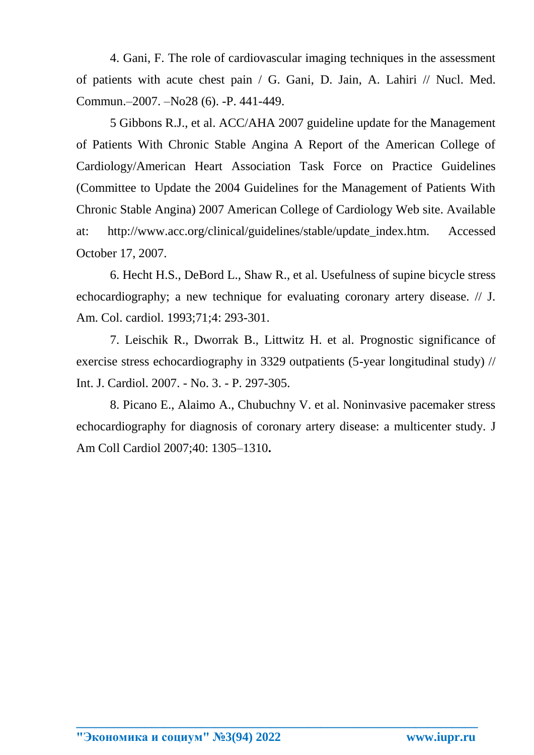4. Gani, F. The role of cardiovascular imaging techniques in the assessment of patients with acute chest pain / G. Gani, D. Jain, A. Lahiri // Nucl. Med. Commun.–2007. –No28 (6). -P. 441-449.

5 Gibbons R.J., et al. ACC/AHA 2007 guideline update for the Management of Patients With Chronic Stable Angina A Report of the American College of Cardiology/American Heart Association Task Force on Practice Guidelines (Committee to Update the 2004 Guidelines for the Management of Patients With Chronic Stable Angina) 2007 American College of Cardiology Web site. Available at: http://www.acc.org/clinical/guidelines/stable/update_index.htm. Accessed October 17, 2007.

6. Hecht H.S., DeBord L., Shaw R., et al. Usefulness of supine bicycle stress echocardiography; a new technique for evaluating coronary artery disease. // J. Am. Col. cardiol. 1993;71;4: 293-301.

7. Leischik R., Dworrak B., Littwitz H. et al. Prognostic significance of exercise stress echocardiography in 3329 outpatients (5-year longitudinal study) // Int. J. Cardiol. 2007. - No. 3. - P. 297-305.

8. Picano E., Alaimo A., Chubuchny V. et al. Noninvasive pacemaker stress echocardiography for diagnosis of coronary artery disease: a multicenter study. J Am Coll Cardiol 2007;40: 1305–1310.